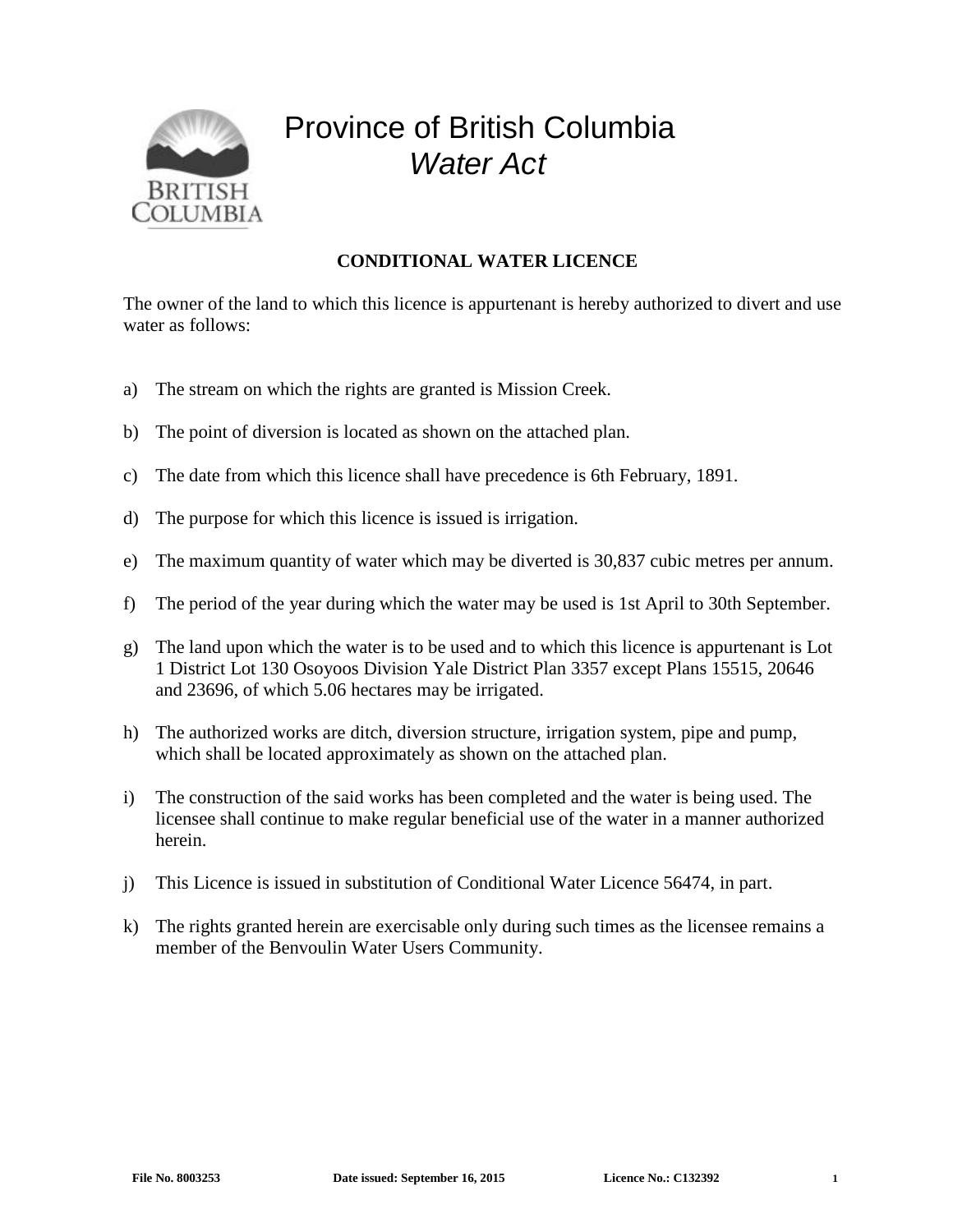# Province of British Columbia
## *Water Act*

**CONDITIONAL WATER LICENCE**

The owner of the land to which this licence is appurtenant is hereby authorized to divert and use water as follows:

a) The stream on which the rights are granted is Mission Creek.

b) The point of diversion is located as shown on the attached plan.

c) The date from which this licence shall have precedence is 6th February, 1891.

d) The purpose for which this licence is issued is irrigation.

e) The maximum quantity of water which may be diverted is 30,837 cubic metres per annum.

f) The period of the year during which the water may be used is 1st April to 30th September.

g) The land upon which the water is to be used and to which this licence is appurtenant is Lot 1 District Lot 130 Osoyoos Division Yale District Plan 3357 except Plans 15515, 20646 and 23696, of which 5.06 hectares may be irrigated.

h) The authorized works are ditch, diversion structure, irrigation system, pipe and pump, which shall be located approximately as shown on the attached plan.

i) The construction of the said works has been completed and the water is being used. The licensee shall continue to make regular beneficial use of the water in a manner authorized herein.

j) This Licence is issued in substitution of Conditional Water Licence 56474, in part.

k) The rights granted herein are exercisable only during such times as the licensee remains a member of the Benvoulin Water Users Community.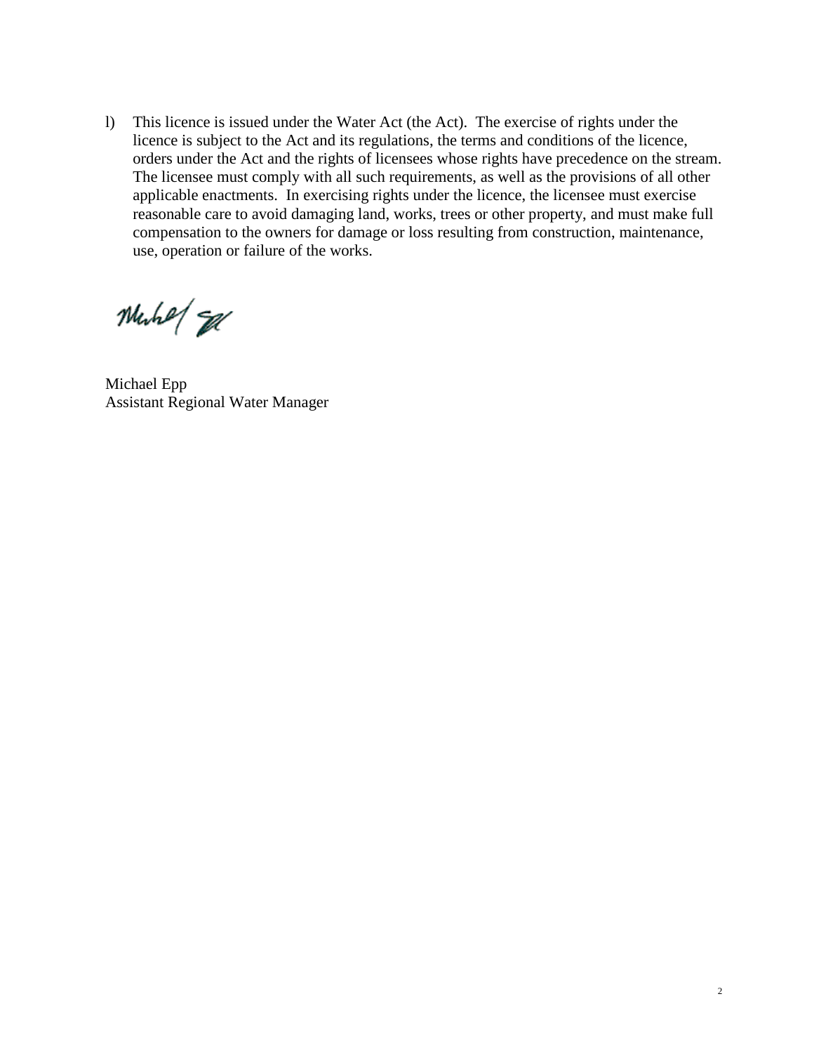l) This licence is issued under the Water Act (the Act). The exercise of rights under the licence is subject to the Act and its regulations, the terms and conditions of the licence, orders under the Act and the rights of licensees whose rights have precedence on the stream. The licensee must comply with all such requirements, as well as the provisions of all other applicable enactments. In exercising rights under the licence, the licensee must exercise reasonable care to avoid damaging land, works, trees or other property, and must make full compensation to the owners for damage or loss resulting from construction, maintenance, use, operation or failure of the works.

Michael Epp
Assistant Regional Water Manager